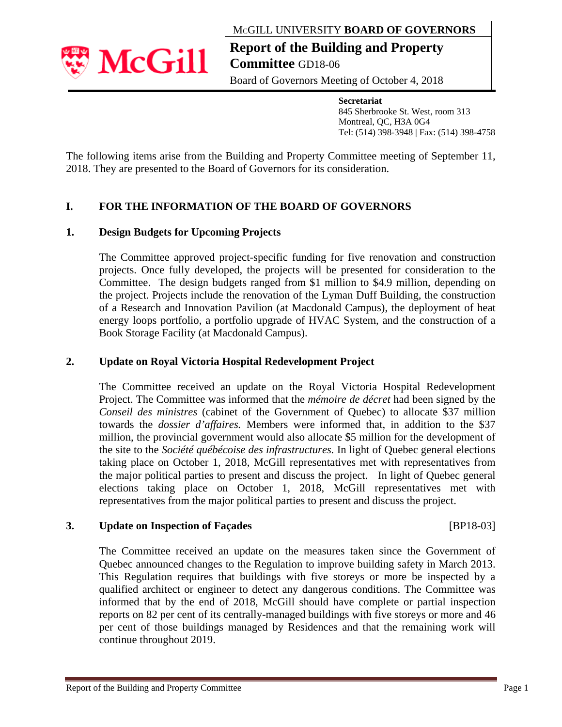McGILL UNIVERSITY **BOARD OF GOVERNORS**

# Report of the Building and Property Committee GD18-06

Board of Governors Meeting of October 4, 2018

**Secretariat**
845 Sherbrooke St. West, room 313
Montreal, QC, H3A 0G4
Tel: (514) 398-3948 | Fax: (514) 398-4758

The following items arise from the Building and Property Committee meeting of September 11, 2018. They are presented to the Board of Governors for its consideration.

## I. FOR THE INFORMATION OF THE BOARD OF GOVERNORS

### 1. Design Budgets for Upcoming Projects

The Committee approved project-specific funding for five renovation and construction projects. Once fully developed, the projects will be presented for consideration to the Committee. The design budgets ranged from $1 million to $4.9 million, depending on the project. Projects include the renovation of the Lyman Duff Building, the construction of a Research and Innovation Pavilion (at Macdonald Campus), the deployment of heat energy loops portfolio, a portfolio upgrade of HVAC System, and the construction of a Book Storage Facility (at Macdonald Campus).

### 2. Update on Royal Victoria Hospital Redevelopment Project

The Committee received an update on the Royal Victoria Hospital Redevelopment Project. The Committee was informed that the *mémoire de décret* had been signed by the *Conseil des ministres* (cabinet of the Government of Quebec) to allocate $37 million towards the *dossier d'affaires.* Members were informed that, in addition to the $37 million, the provincial government would also allocate $5 million for the development of the site to the *Société québécoise des infrastructures.* In light of Quebec general elections taking place on October 1, 2018, McGill representatives met with representatives from the major political parties to present and discuss the project. In light of Quebec general elections taking place on October 1, 2018, McGill representatives met with representatives from the major political parties to present and discuss the project.

### 3. Update on Inspection of Façades [BP18-03]

The Committee received an update on the measures taken since the Government of Quebec announced changes to the Regulation to improve building safety in March 2013. This Regulation requires that buildings with five storeys or more be inspected by a qualified architect or engineer to detect any dangerous conditions. The Committee was informed that by the end of 2018, McGill should have complete or partial inspection reports on 82 per cent of its centrally-managed buildings with five storeys or more and 46 per cent of those buildings managed by Residences and that the remaining work will continue throughout 2019.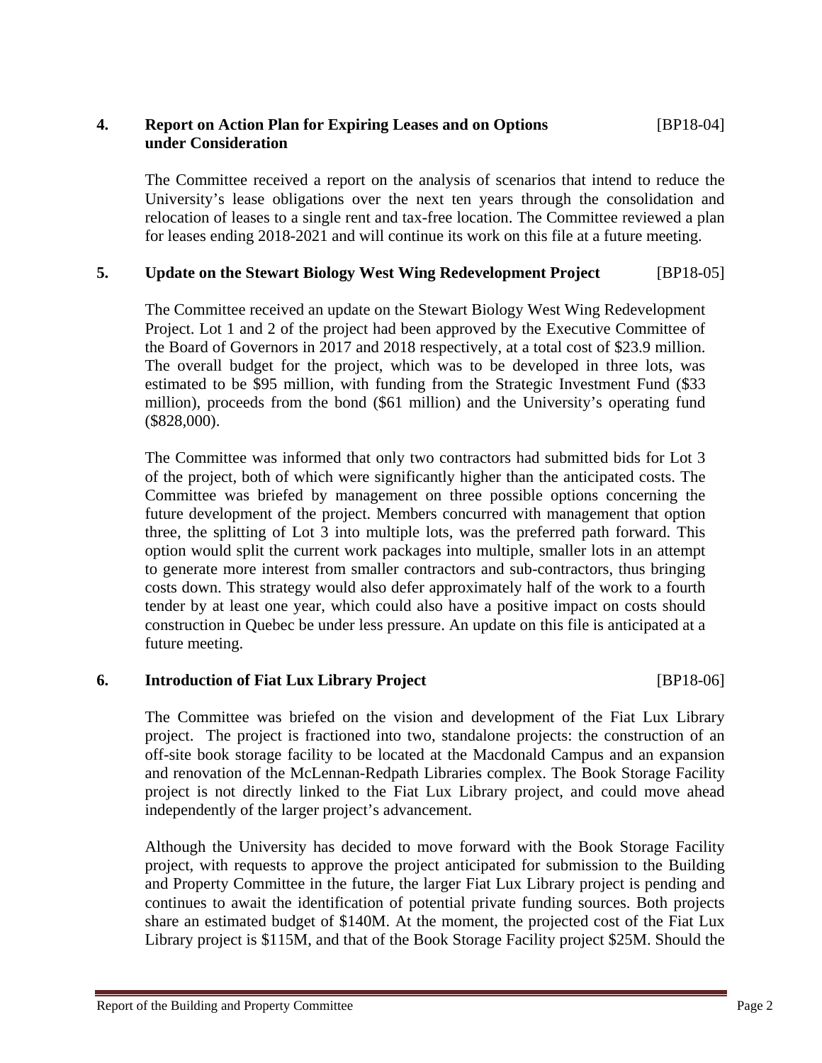## 4. Report on Action Plan for Expiring Leases and on Options under Consideration [BP18-04]

The Committee received a report on the analysis of scenarios that intend to reduce the University's lease obligations over the next ten years through the consolidation and relocation of leases to a single rent and tax-free location. The Committee reviewed a plan for leases ending 2018-2021 and will continue its work on this file at a future meeting.

## 5. Update on the Stewart Biology West Wing Redevelopment Project [BP18-05]

The Committee received an update on the Stewart Biology West Wing Redevelopment Project. Lot 1 and 2 of the project had been approved by the Executive Committee of the Board of Governors in 2017 and 2018 respectively, at a total cost of $23.9 million. The overall budget for the project, which was to be developed in three lots, was estimated to be $95 million, with funding from the Strategic Investment Fund ($33 million), proceeds from the bond ($61 million) and the University's operating fund ($828,000).

The Committee was informed that only two contractors had submitted bids for Lot 3 of the project, both of which were significantly higher than the anticipated costs. The Committee was briefed by management on three possible options concerning the future development of the project. Members concurred with management that option three, the splitting of Lot 3 into multiple lots, was the preferred path forward. This option would split the current work packages into multiple, smaller lots in an attempt to generate more interest from smaller contractors and sub-contractors, thus bringing costs down. This strategy would also defer approximately half of the work to a fourth tender by at least one year, which could also have a positive impact on costs should construction in Quebec be under less pressure. An update on this file is anticipated at a future meeting.

## 6. Introduction of Fiat Lux Library Project [BP18-06]

The Committee was briefed on the vision and development of the Fiat Lux Library project. The project is fractioned into two, standalone projects: the construction of an off-site book storage facility to be located at the Macdonald Campus and an expansion and renovation of the McLennan-Redpath Libraries complex. The Book Storage Facility project is not directly linked to the Fiat Lux Library project, and could move ahead independently of the larger project's advancement.

Although the University has decided to move forward with the Book Storage Facility project, with requests to approve the project anticipated for submission to the Building and Property Committee in the future, the larger Fiat Lux Library project is pending and continues to await the identification of potential private funding sources. Both projects share an estimated budget of $140M. At the moment, the projected cost of the Fiat Lux Library project is $115M, and that of the Book Storage Facility project $25M. Should the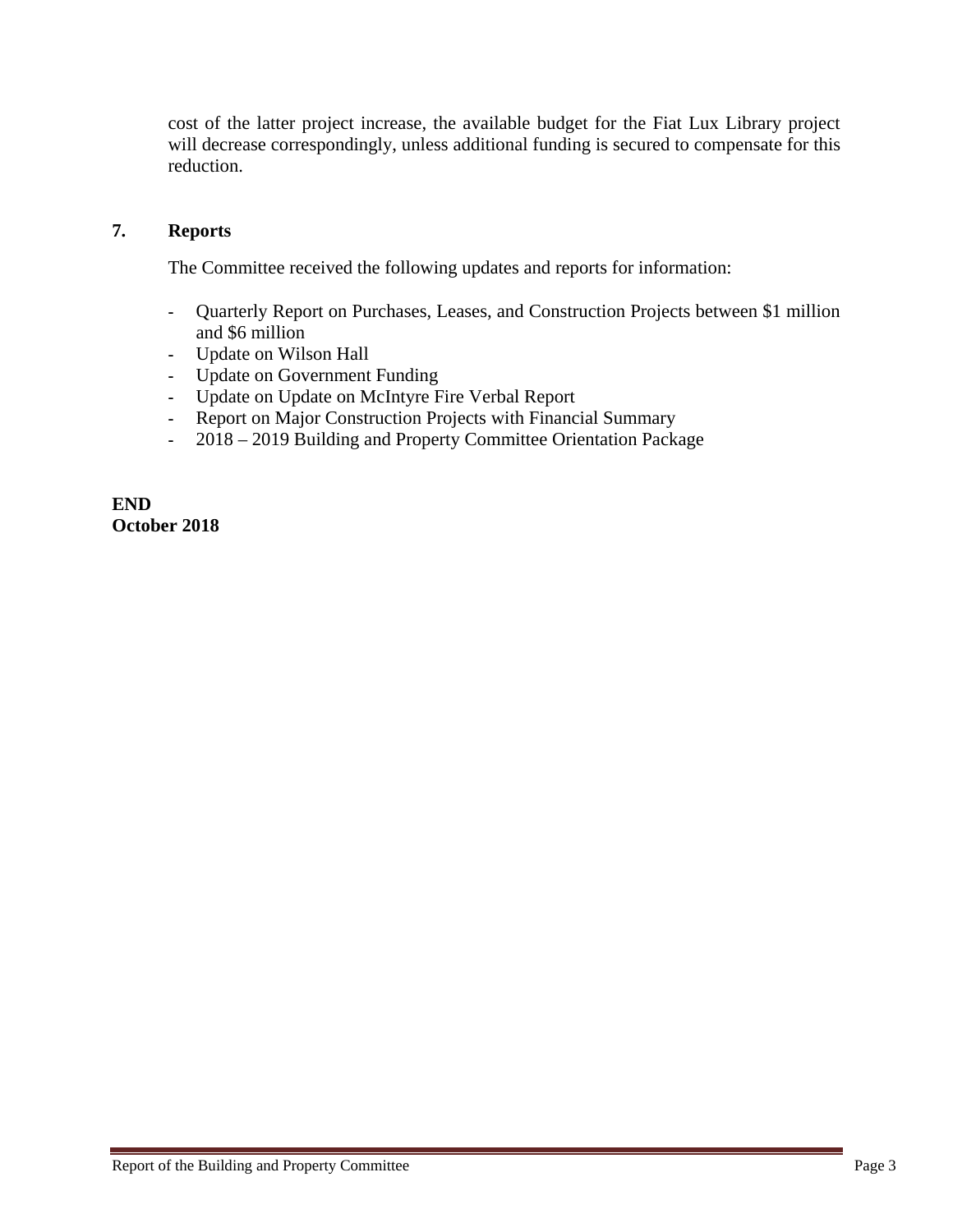cost of the latter project increase, the available budget for the Fiat Lux Library project will decrease correspondingly, unless additional funding is secured to compensate for this reduction.

## 7. Reports

The Committee received the following updates and reports for information:

- Quarterly Report on Purchases, Leases, and Construction Projects between $1 million and $6 million
- Update on Wilson Hall
- Update on Government Funding
- Update on Update on McIntyre Fire Verbal Report
- Report on Major Construction Projects with Financial Summary
- 2018 – 2019 Building and Property Committee Orientation Package

**END**
**October 2018**